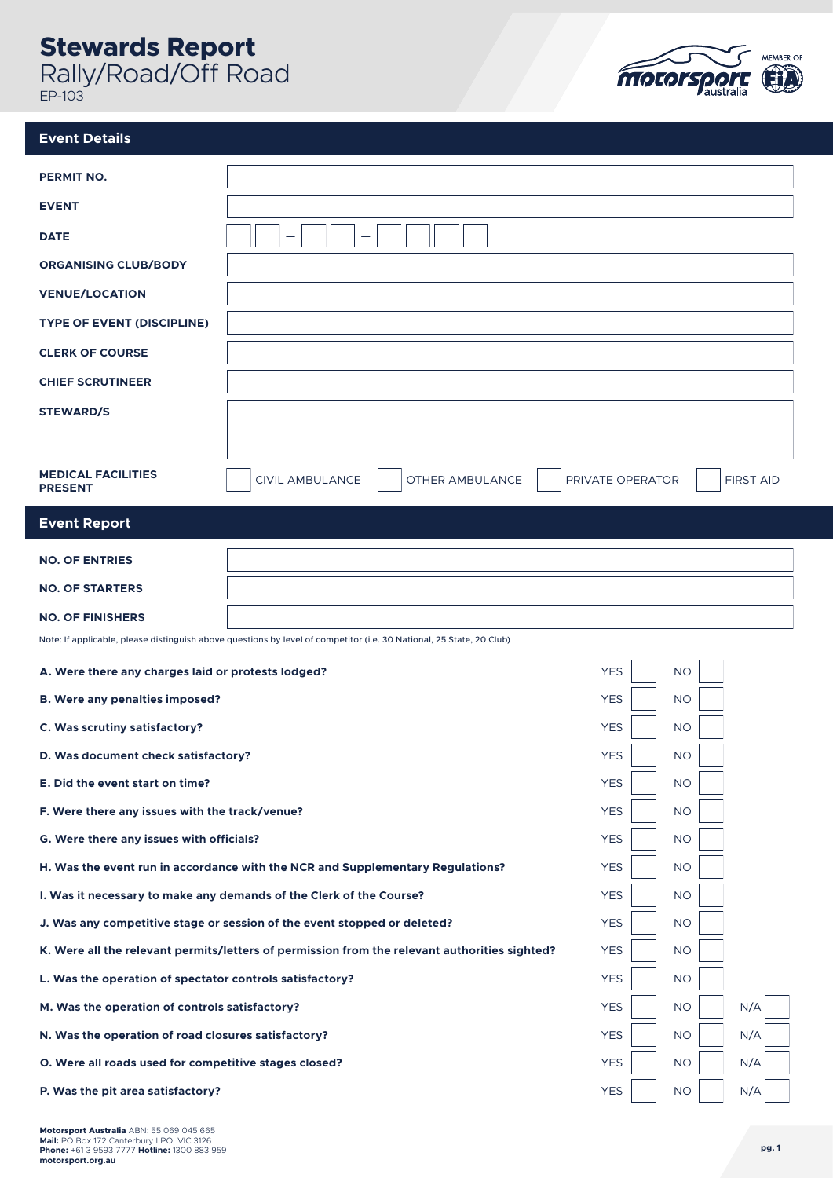# Stewards Report
Rally/Road/Off Road

EP-103

## Event Details

| | |
|---|---|
| **PERMIT NO.** | |
| **EVENT** | |
| **DATE** | _ _ – _ _ – _ _ _ _ |
| **ORGANISING CLUB/BODY** | |
| **VENUE/LOCATION** | |
| **TYPE OF EVENT (DISCIPLINE)** | |
| **CLERK OF COURSE** | |
| **CHIEF SCRUTINEER** | |
| **STEWARD/S** | |
| **MEDICAL FACILITIES PRESENT** | ☐ CIVIL AMBULANCE ☐ OTHER AMBULANCE ☐ PRIVATE OPERATOR ☐ FIRST AID |

## Event Report

| | |
|---|---|
| **NO. OF ENTRIES** | |
| **NO. OF STARTERS** | |
| **NO. OF FINISHERS** | |

Note: If applicable, please distinguish above questions by level of competitor (i.e. 30 National, 25 State, 20 Club)

| Question | YES | NO | N/A |
|---|---|---|---|
| **A. Were there any charges laid or protests lodged?** | ☐ | ☐ | |
| **B. Were any penalties imposed?** | ☐ | ☐ | |
| **C. Was scrutiny satisfactory?** | ☐ | ☐ | |
| **D. Was document check satisfactory?** | ☐ | ☐ | |
| **E. Did the event start on time?** | ☐ | ☐ | |
| **F. Were there any issues with the track/venue?** | ☐ | ☐ | |
| **G. Were there any issues with officials?** | ☐ | ☐ | |
| **H. Was the event run in accordance with the NCR and Supplementary Regulations?** | ☐ | ☐ | |
| **I. Was it necessary to make any demands of the Clerk of the Course?** | ☐ | ☐ | |
| **J. Was any competitive stage or session of the event stopped or deleted?** | ☐ | ☐ | |
| **K. Were all the relevant permits/letters of permission from the relevant authorities sighted?** | ☐ | ☐ | |
| **L. Was the operation of spectator controls satisfactory?** | ☐ | ☐ | |
| **M. Was the operation of controls satisfactory?** | ☐ | ☐ | ☐ |
| **N. Was the operation of road closures satisfactory?** | ☐ | ☐ | ☐ |
| **O. Were all roads used for competitive stages closed?** | ☐ | ☐ | ☐ |
| **P. Was the pit area satisfactory?** | ☐ | ☐ | ☐ |

**Motorsport Australia** ABN: 55 069 045 665
**Mail:** PO Box 172 Canterbury LPO, VIC 3126
**Phone:** +61 3 9593 7777 **Hotline:** 1300 883 959
**motorsport.org.au**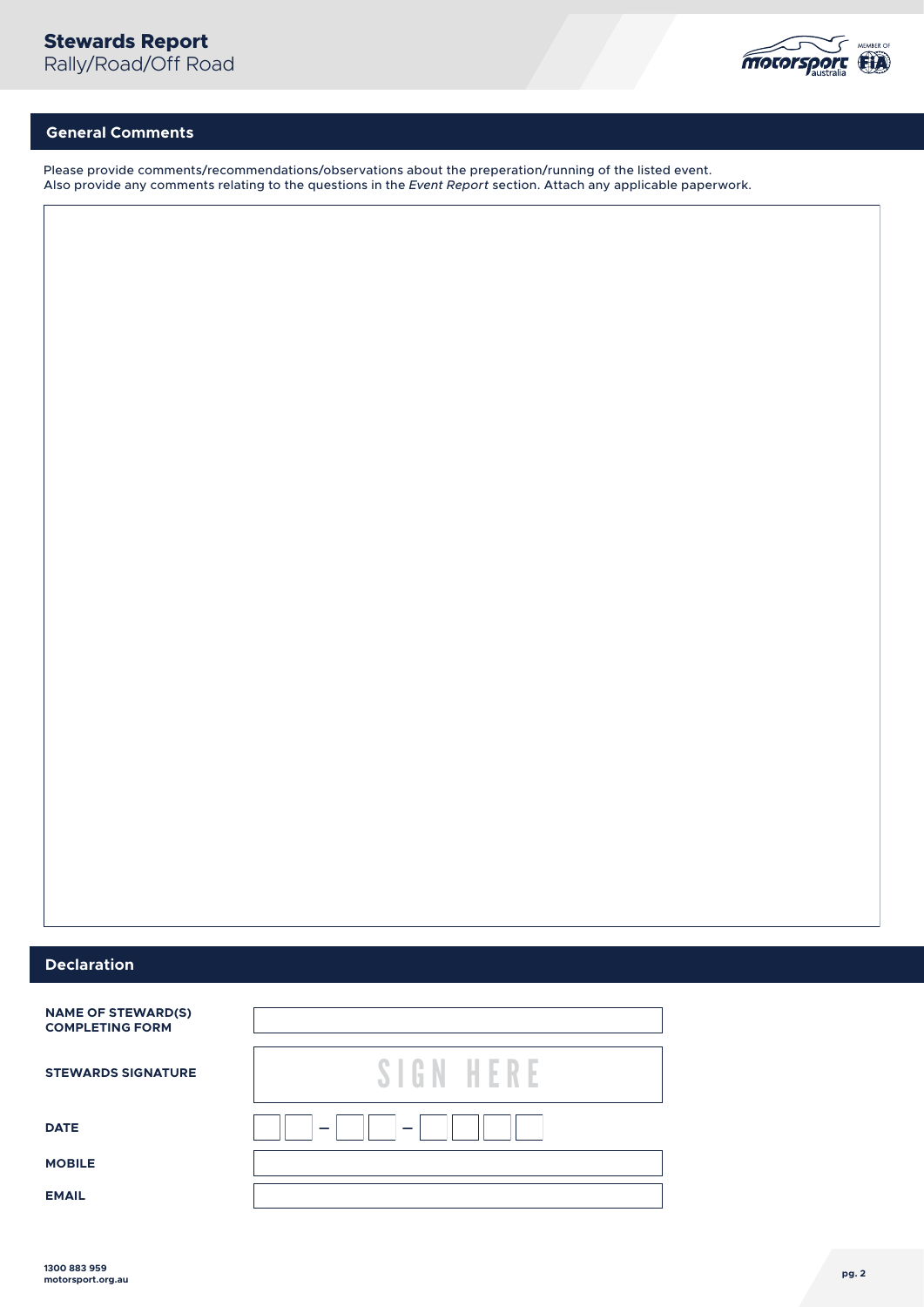## General Comments

Please provide comments/recommendations/observations about the preperation/running of the listed event.
Also provide any comments relating to the questions in the *Event Report* section. Attach any applicable paperwork.

## Declaration

| | |
|---|---|
| **NAME OF STEWARD(S) COMPLETING FORM** | |
| **STEWARDS SIGNATURE** | SIGN HERE |
| **DATE** | \_\_ \_\_ – \_\_ \_\_ – \_\_ \_\_ \_\_ \_\_ |
| **MOBILE** | |
| **EMAIL** | |

**1300 883 959**
**motorsport.org.au**